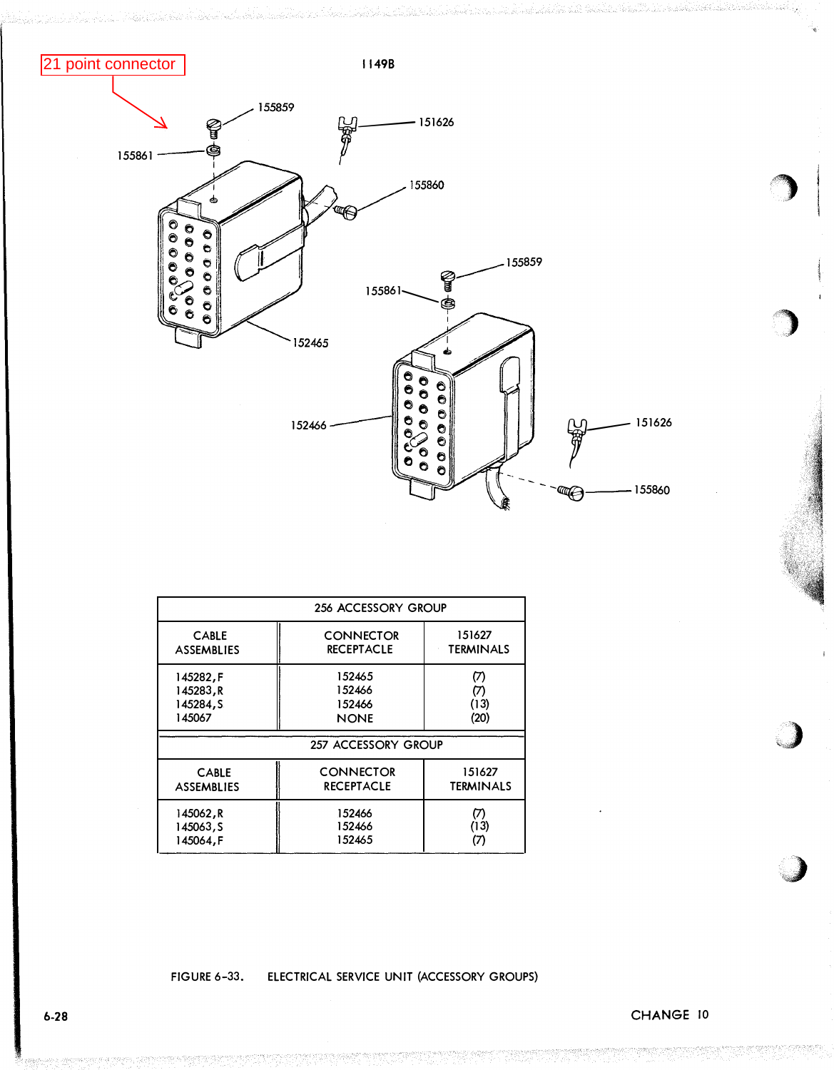21 point connector

1149B

155859

151626

155861

155860

155859

155861

152465

152466

151626

155860

| 256 ACCESSORY GROUP | | |
|---|---|---|
| CABLE ASSEMBLIES | CONNECTOR RECEPTACLE | 151627 TERMINALS |
| 145282,F | 152465 | (7) |
| 145283,R | 152466 | (7) |
| 145284,S | 152466 | (13) |
| 145067 | NONE | (20) |
| **257 ACCESSORY GROUP** | | |
| CABLE ASSEMBLIES | CONNECTOR RECEPTACLE | 151627 TERMINALS |
| 145062,R | 152466 | (7) |
| 145063,S | 152466 | (13) |
| 145064,F | 152465 | (7) |

FIGURE 6-33. ELECTRICAL SERVICE UNIT (ACCESSORY GROUPS)

CHANGE 10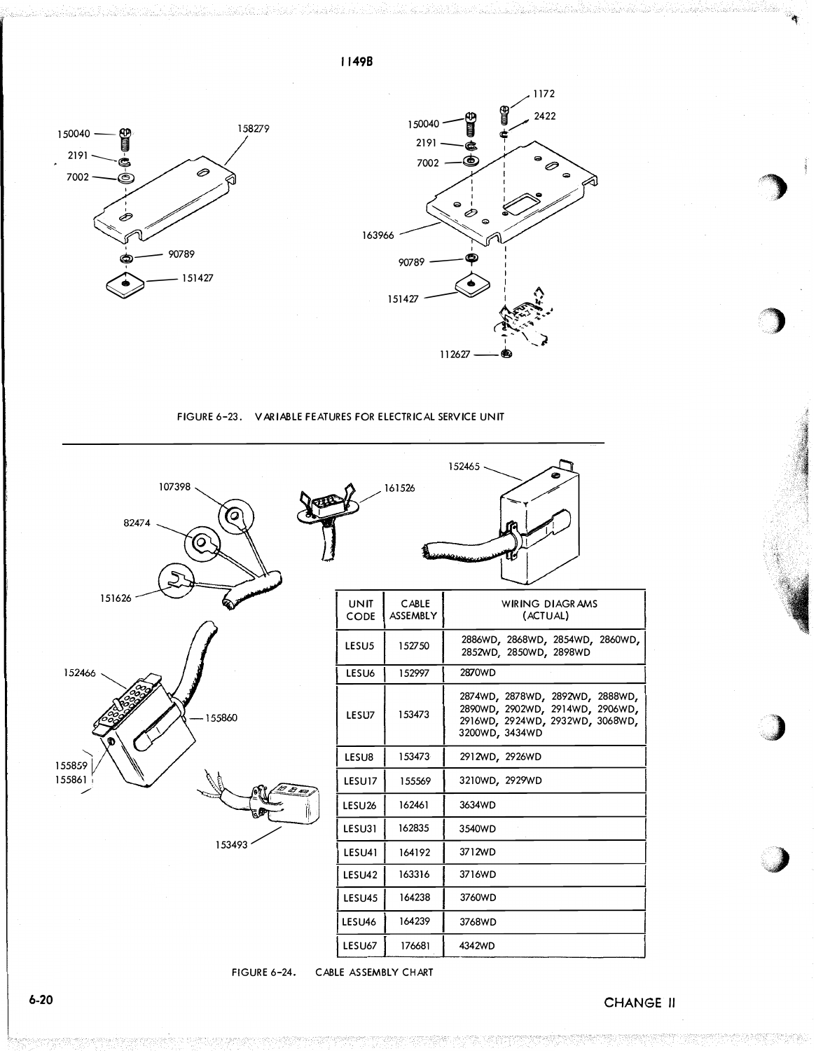1149B

150040
2191
7002
158279
90789
151427

1172
2422
150040
2191
7002
163966
90789
151427
112627

FIGURE 6-23. VARIABLE FEATURES FOR ELECTRICAL SERVICE UNIT

107398
82474
151626
161526
152465
152466
155860
155859
155861
153493

| UNIT CODE | CABLE ASSEMBLY | WIRING DIAGRAMS (ACTUAL) |
|---|---|---|
| LESU5 | 152750 | 2886WD, 2868WD, 2854WD, 2860WD, 2852WD, 2850WD, 2898WD |
| LESU6 | 152997 | 2870WD |
| LESU7 | 153473 | 2874WD, 2878WD, 2892WD, 2888WD, 2890WD, 2902WD, 2914WD, 2906WD, 2916WD, 2924WD, 2932WD, 3068WD, 3200WD, 3434WD |
| LESU8 | 153473 | 2912WD, 2926WD |
| LESU17 | 155569 | 3210WD, 2929WD |
| LESU26 | 162461 | 3634WD |
| LESU31 | 162835 | 3540WD |
| LESU41 | 164192 | 3712WD |
| LESU42 | 163316 | 3716WD |
| LESU45 | 164238 | 3760WD |
| LESU46 | 164239 | 3768WD |
| LESU67 | 176681 | 4342WD |

FIGURE 6-24. CABLE ASSEMBLY CHART

CHANGE II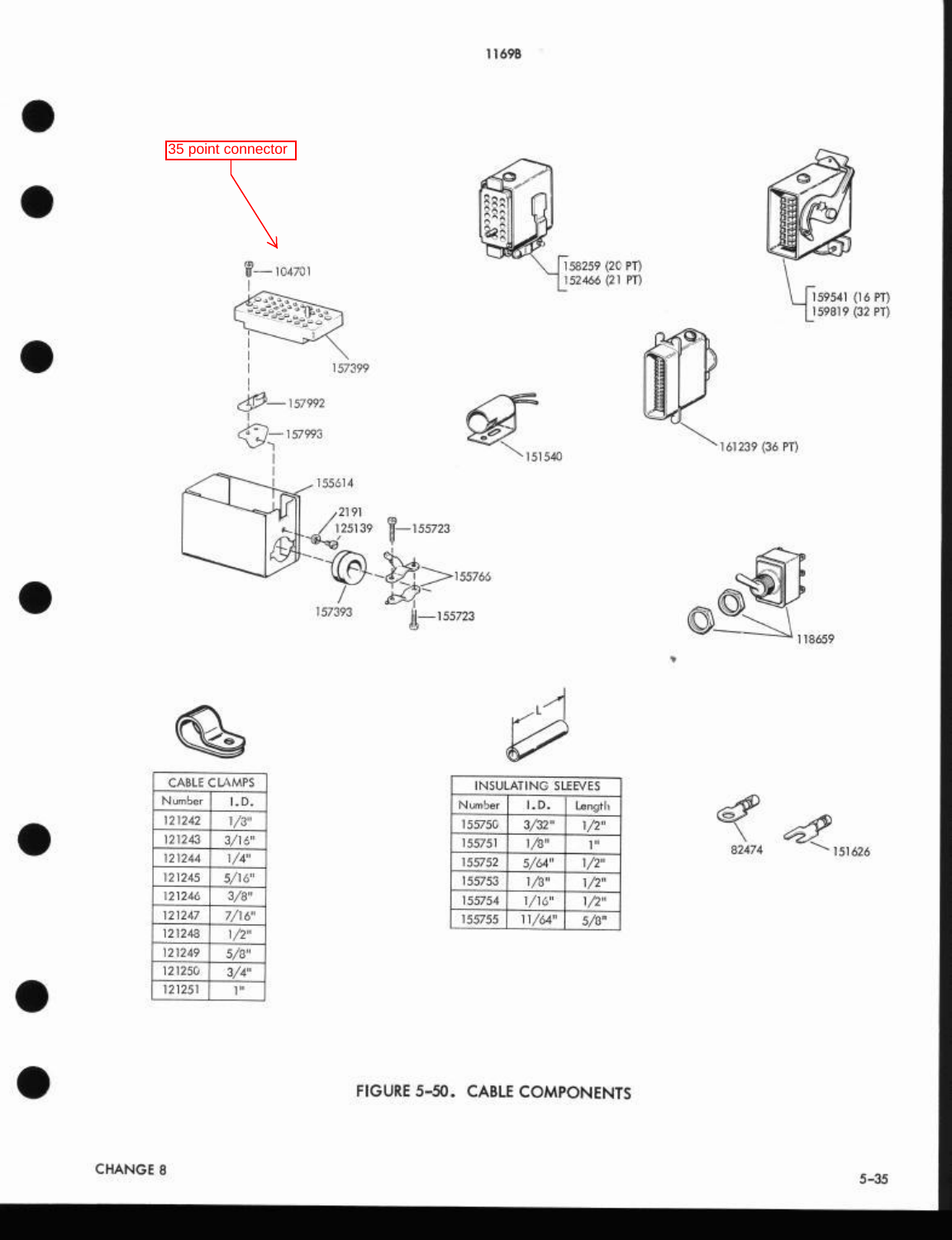35 point connector

104701

157399

157992

157993

155614

2191

125139

155723

155766

157393

155723

158259 (20 PT)
152466 (21 PT)

159541 (16 PT)
159819 (32 PT)

151540

161239 (36 PT)

118659

| CABLE CLAMPS | |
|---|---|
| Number | I.D. |
| 121242 | 1/3" |
| 121243 | 3/16" |
| 121244 | 1/4" |
| 121245 | 5/16" |
| 121246 | 3/8" |
| 121247 | 7/16" |
| 121248 | 1/2" |
| 121249 | 5/8" |
| 121250 | 3/4" |
| 121251 | 1" |

L

| INSULATING SLEEVES | | |
|---|---|---|
| Number | I.D. | Length |
| 155750 | 3/32" | 1/2" |
| 155751 | 1/8" | 1" |
| 155752 | 5/64" | 1/2" |
| 155753 | 1/8" | 1/2" |
| 155754 | 1/16" | 1/2" |
| 155755 | 11/64" | 5/8" |

82474

151626

FIGURE 5-50. CABLE COMPONENTS

CHANGE 8